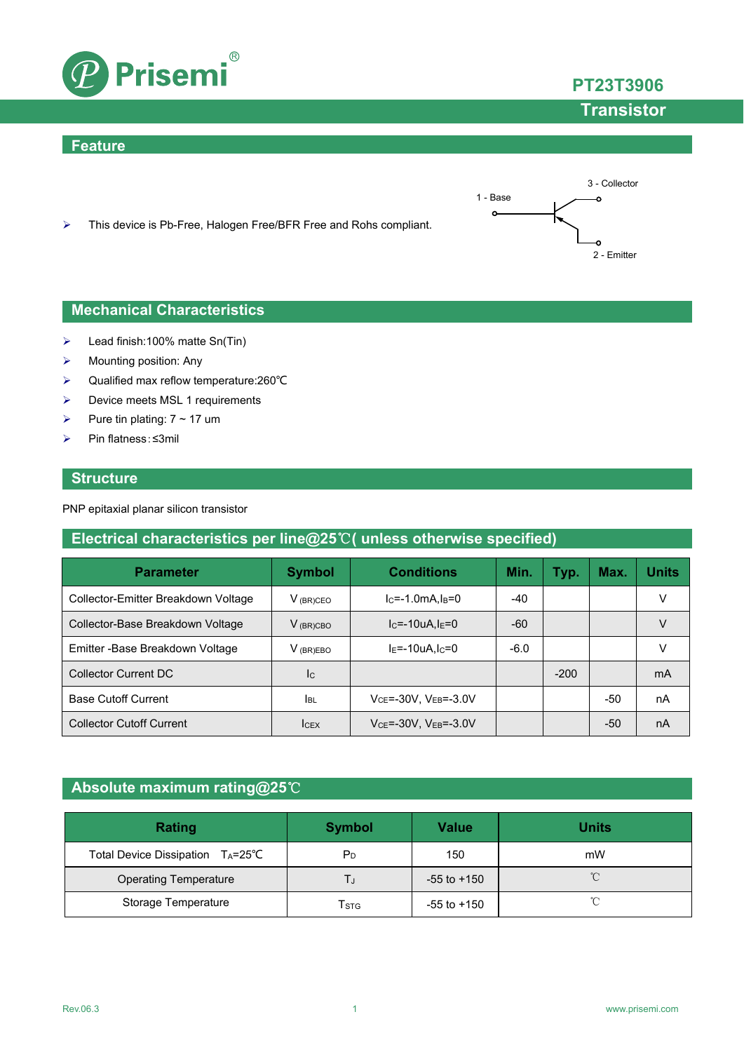# PT23T3906

## Transistor

## Feature

- This device is Pb-Free, Halogen Free/BFR Free and Rohs compliant.

1 - Base
3 - Collector
2 - Emitter

## Mechanical Characteristics

- Lead finish:100% matte Sn(Tin)
- Mounting position: Any
- Qualified max reflow temperature:260℃
- Device meets MSL 1 requirements
- Pure tin plating: 7 ~ 17 um
- Pin flatness: ≤3mil

## Structure

PNP epitaxial planar silicon transistor

## Electrical characteristics per line@25℃( unless otherwise specified)

| Parameter | Symbol | Conditions | Min. | Typ. | Max. | Units |
|---|---|---|---|---|---|---|
| Collector-Emitter Breakdown Voltage | $V_{(BR)CEO}$ | $I_C$=-1.0mA,$I_B$=0 | -40 | | | V |
| Collector-Base Breakdown Voltage | $V_{(BR)CBO}$ | $I_C$=-10uA,$I_E$=0 | -60 | | | V |
| Emitter -Base Breakdown Voltage | $V_{(BR)EBO}$ | $I_E$=-10uA,$I_C$=0 | -6.0 | | | V |
| Collector Current DC | $I_C$ | | | -200 | | mA |
| Base Cutoff Current | $I_{BL}$ | $V_{CE}$=-30V, $V_{EB}$=-3.0V | | | -50 | nA |
| Collector Cutoff Current | $I_{CEX}$ | $V_{CE}$=-30V, $V_{EB}$=-3.0V | | | -50 | nA |

## Absolute maximum rating@25℃

| Rating | Symbol | Value | Units |
|---|---|---|---|
| Total Device Dissipation $T_A$=25℃ | $P_D$ | 150 | mW |
| Operating Temperature | $T_J$ | -55 to +150 | ℃ |
| Storage Temperature | $T_{STG}$ | -55 to +150 | ℃ |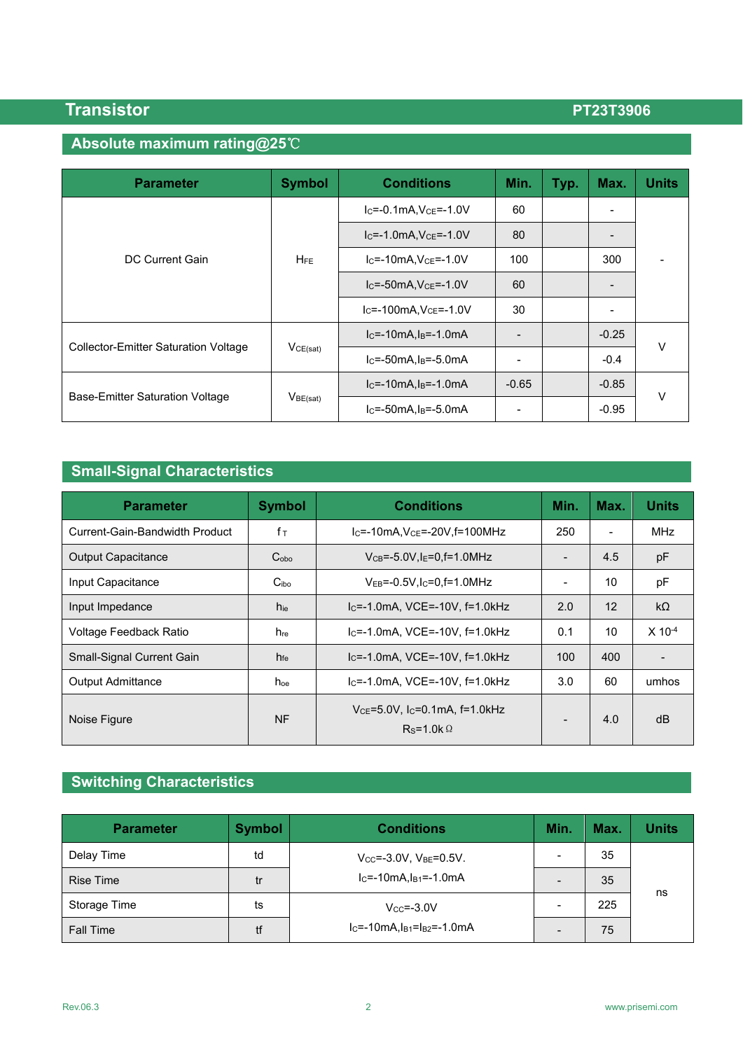## Absolute maximum rating@25℃

| Parameter | Symbol | Conditions | Min. | Typ. | Max. | Units |
|---|---|---|---|---|---|---|
| DC Current Gain | $H_{FE}$ | $I_C$=-0.1mA,$V_{CE}$=-1.0V | 60 | | - | - |
| | | $I_C$=-1.0mA,$V_{CE}$=-1.0V | 80 | | - | |
| | | $I_C$=-10mA,$V_{CE}$=-1.0V | 100 | | 300 | |
| | | $I_C$=-50mA,$V_{CE}$=-1.0V | 60 | | - | |
| | | $I_C$=-100mA,$V_{CE}$=-1.0V | 30 | | - | |
| Collector-Emitter Saturation Voltage | $V_{CE(sat)}$ | $I_C$=-10mA,$I_B$=-1.0mA | - | | -0.25 | V |
| | | $I_C$=-50mA,$I_B$=-5.0mA | - | | -0.4 | |
| Base-Emitter Saturation Voltage | $V_{BE(sat)}$ | $I_C$=-10mA,$I_B$=-1.0mA | -0.65 | | -0.85 | V |
| | | $I_C$=-50mA,$I_B$=-5.0mA | - | | -0.95 | |

## Small-Signal Characteristics

| Parameter | Symbol | Conditions | Min. | Max. | Units |
|---|---|---|---|---|---|
| Current-Gain-Bandwidth Product | $f_T$ | $I_C$=-10mA,$V_{CE}$=-20V,f=100MHz | 250 | - | MHz |
| Output Capacitance | $C_{obo}$ | $V_{CB}$=-5.0V,$I_E$=0,f=1.0MHz | - | 4.5 | pF |
| Input Capacitance | $C_{ibo}$ | $V_{EB}$=-0.5V,$I_C$=0,f=1.0MHz | - | 10 | pF |
| Input Impedance | $h_{ie}$ | $I_C$=-1.0mA, VCE=-10V, f=1.0kHz | 2.0 | 12 | kΩ |
| Voltage Feedback Ratio | $h_{re}$ | $I_C$=-1.0mA, VCE=-10V, f=1.0kHz | 0.1 | 10 | X $10^{-4}$ |
| Small-Signal Current Gain | $h_{fe}$ | $I_C$=-1.0mA, VCE=-10V, f=1.0kHz | 100 | 400 | - |
| Output Admittance | $h_{oe}$ | $I_C$=-1.0mA, VCE=-10V, f=1.0kHz | 3.0 | 60 | umhos |
| Noise Figure | NF | $V_{CE}$=5.0V, $I_C$=0.1mA, f=1.0kHz $R_S$=1.0kΩ | - | 4.0 | dB |

## Switching Characteristics

| Parameter | Symbol | Conditions | Min. | Max. | Units |
|---|---|---|---|---|---|
| Delay Time | td | $V_{CC}$=-3.0V, $V_{BE}$=0.5V. $I_C$=-10mA,$I_{B1}$=-1.0mA | - | 35 | ns |
| Rise Time | tr | | - | 35 | |
| Storage Time | ts | $V_{CC}$=-3.0V $I_C$=-10mA,$I_{B1}$=$I_{B2}$=-1.0mA | - | 225 | |
| Fall Time | tf | | - | 75 | |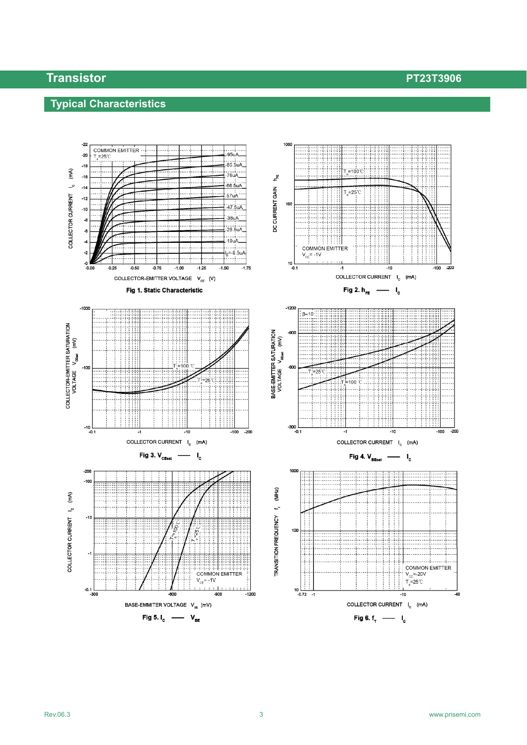## Typical Characteristics

COMMON EMITTER
$T_a$=25℃

COLLECTOR CURRENT $I_C$ (mA)

COLLECTOR-EMITTER VOLTAGE $V_{CE}$ (V)

-95uA, -85.5uA, -76uA, -66.5uA, -57uA, -47.5uA, -38uA, -28.5uA, -19uA, $I_B$=-9.5uA

Fig 1. Static Characteristic

DC CURRENT GAIN $h_{FE}$

$T_a$=100℃

$T_a$=25℃

COMMON EMITTER
$V_{CC}$= -1V

COLLECTOR CURRENT $I_C$ (mA)

Fig 2. $h_{FE}$ — $I_C$

COLLECTOR-EMITTER SATURATION VOLTAGE $V_{CEsat}$ (mV)

$T_a$=100 ℃

$T_a$=25℃

COLLECTOR CURRENT $I_C$ (mA)

Fig 3. $V_{CEsat}$ — $I_C$

BASE-EMITTER SATURATION VOLTAGE $V_{BEsat}$ (mV)

β=10

$T_a$=25℃

$T_a$=100 ℃

COLLECTOR CURREMT $I_C$ (mA)

Fig 4. $V_{BEsat}$ — $I_C$

COLLECTOR CURRENT $I_C$ (mA)

$T_a$=100℃

$T_a$=25℃

COMMON EMITTER
$V_{CE}$= -1V

BASE-EMMITER VOLTAGE $V_{BE}$ (mV)

Fig 5. $I_C$ — $V_{BE}$

TRANSITION FREQUENCY $f_T$ (MHz)

COMMON EMITTER
$V_{CE}$=-20V
$T_a$=25℃

COLLECTOR CURRENT $I_C$ (mA)

Fig 6. $f_T$ — $I_C$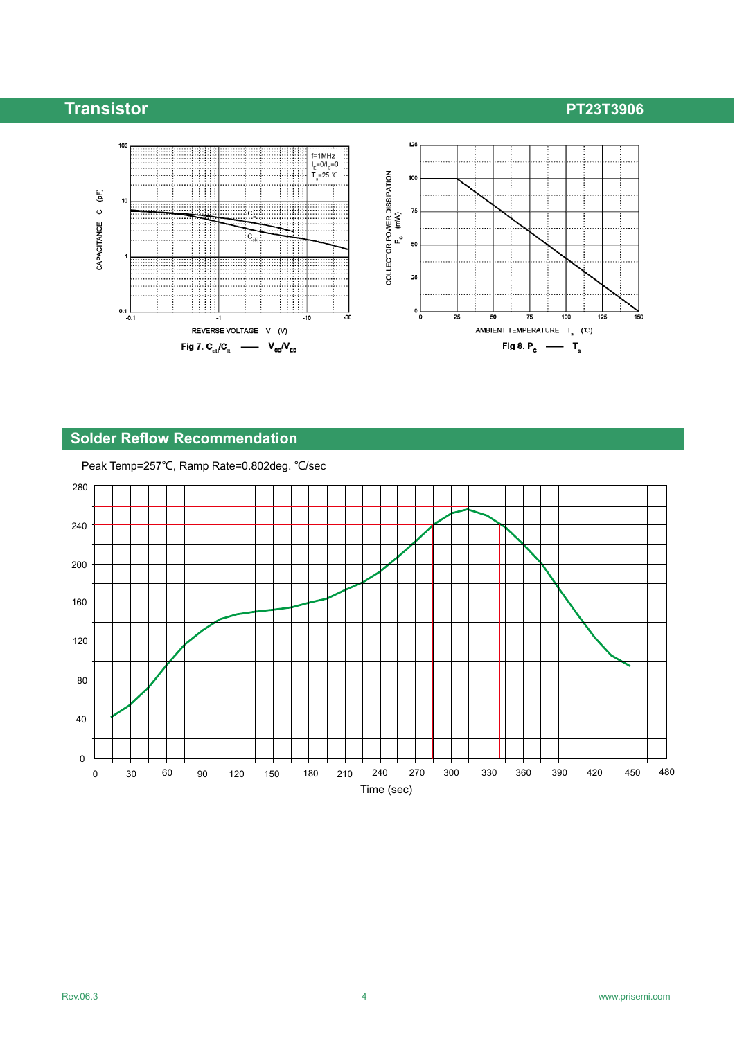Fig 7. $C_{ob}/C_{ib}$ —— $V_{CB}/V_{EB}$

Fig 8. $P_C$ —— $T_a$

## Solder Reflow Recommendation

Peak Temp=257℃, Ramp Rate=0.802deg. ℃/sec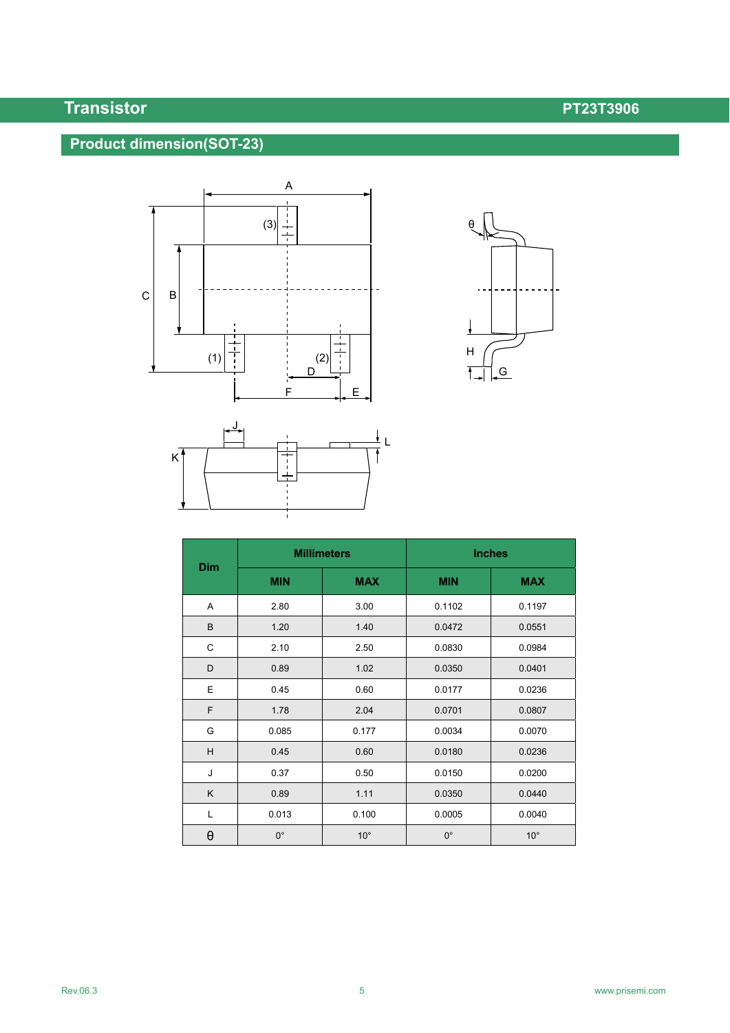## Product dimension(SOT-23)

| Dim | Millimeters | | Inches | |
|---|---|---|---|---|
| | MIN | MAX | MIN | MAX |
| A | 2.80 | 3.00 | 0.1102 | 0.1197 |
| B | 1.20 | 1.40 | 0.0472 | 0.0551 |
| C | 2.10 | 2.50 | 0.0830 | 0.0984 |
| D | 0.89 | 1.02 | 0.0350 | 0.0401 |
| E | 0.45 | 0.60 | 0.0177 | 0.0236 |
| F | 1.78 | 2.04 | 0.0701 | 0.0807 |
| G | 0.085 | 0.177 | 0.0034 | 0.0070 |
| H | 0.45 | 0.60 | 0.0180 | 0.0236 |
| J | 0.37 | 0.50 | 0.0150 | 0.0200 |
| K | 0.89 | 1.11 | 0.0350 | 0.0440 |
| L | 0.013 | 0.100 | 0.0005 | 0.0040 |
| θ | 0° | 10° | 0° | 10° |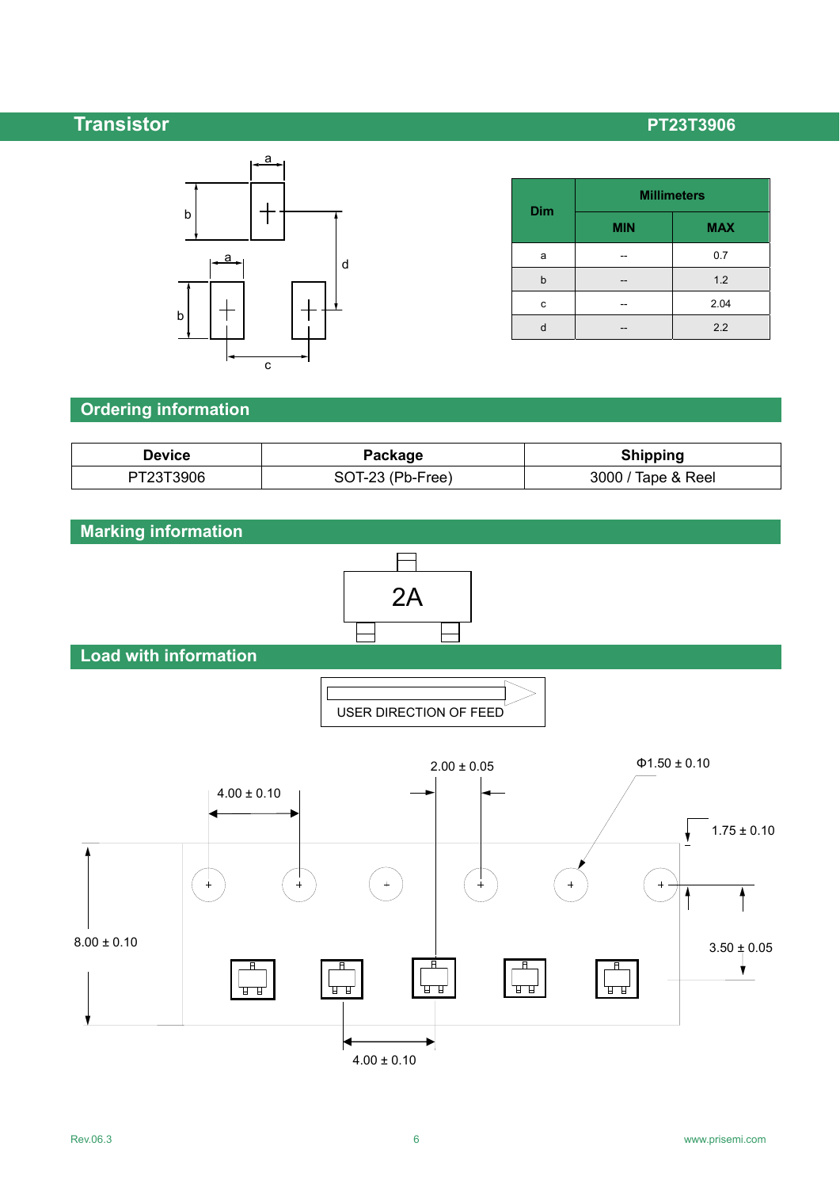| Dim | Millimeters | |
|---|---|---|
| | MIN | MAX |
| a | -- | 0.7 |
| b | -- | 1.2 |
| c | -- | 2.04 |
| d | -- | 2.2 |

## Ordering information

| Device | Package | Shipping |
|---|---|---|
| PT23T3906 | SOT-23 (Pb-Free) | 3000 / Tape & Reel |

## Marking information

2A

## Load with information

USER DIRECTION OF FEED

4.00 ± 0.10

2.00 ± 0.05

Φ1.50 ± 0.10

1.75 ± 0.10

8.00 ± 0.10

3.50 ± 0.05

4.00 ± 0.10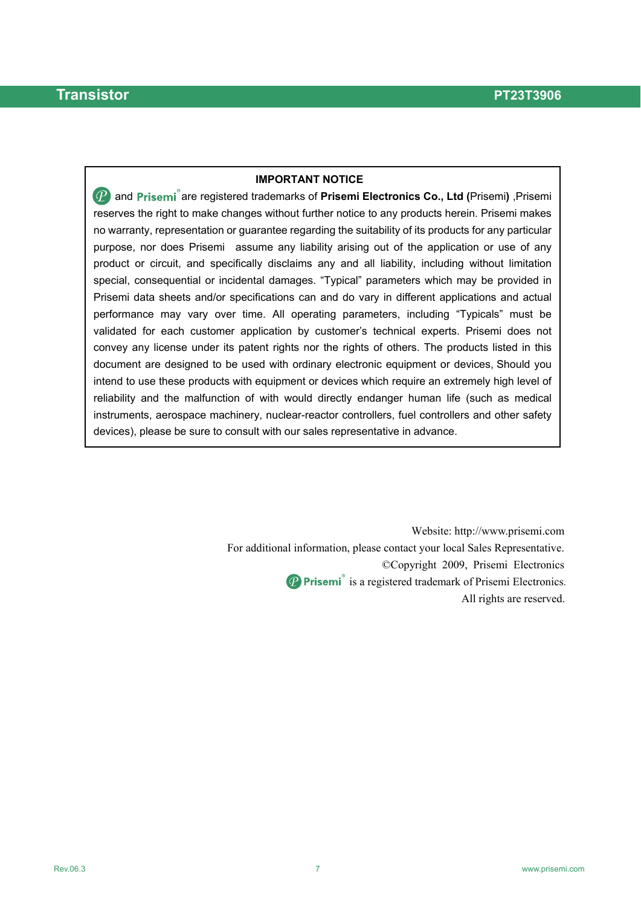## IMPORTANT NOTICE

and Prisemi are registered trademarks of **Prisemi Electronics Co., Ltd (**Prisemi**)** ,Prisemi reserves the right to make changes without further notice to any products herein. Prisemi makes no warranty, representation or guarantee regarding the suitability of its products for any particular purpose, nor does Prisemi assume any liability arising out of the application or use of any product or circuit, and specifically disclaims any and all liability, including without limitation special, consequential or incidental damages. "Typical" parameters which may be provided in Prisemi data sheets and/or specifications can and do vary in different applications and actual performance may vary over time. All operating parameters, including "Typicals" must be validated for each customer application by customer's technical experts. Prisemi does not convey any license under its patent rights nor the rights of others. The products listed in this document are designed to be used with ordinary electronic equipment or devices, Should you intend to use these products with equipment or devices which require an extremely high level of reliability and the malfunction of with would directly endanger human life (such as medical instruments, aerospace machinery, nuclear-reactor controllers, fuel controllers and other safety devices), please be sure to consult with our sales representative in advance.

Website: http://www.prisemi.com

For additional information, please contact your local Sales Representative.

©Copyright 2009, Prisemi Electronics

Prisemi is a registered trademark of Prisemi Electronics.

All rights are reserved.